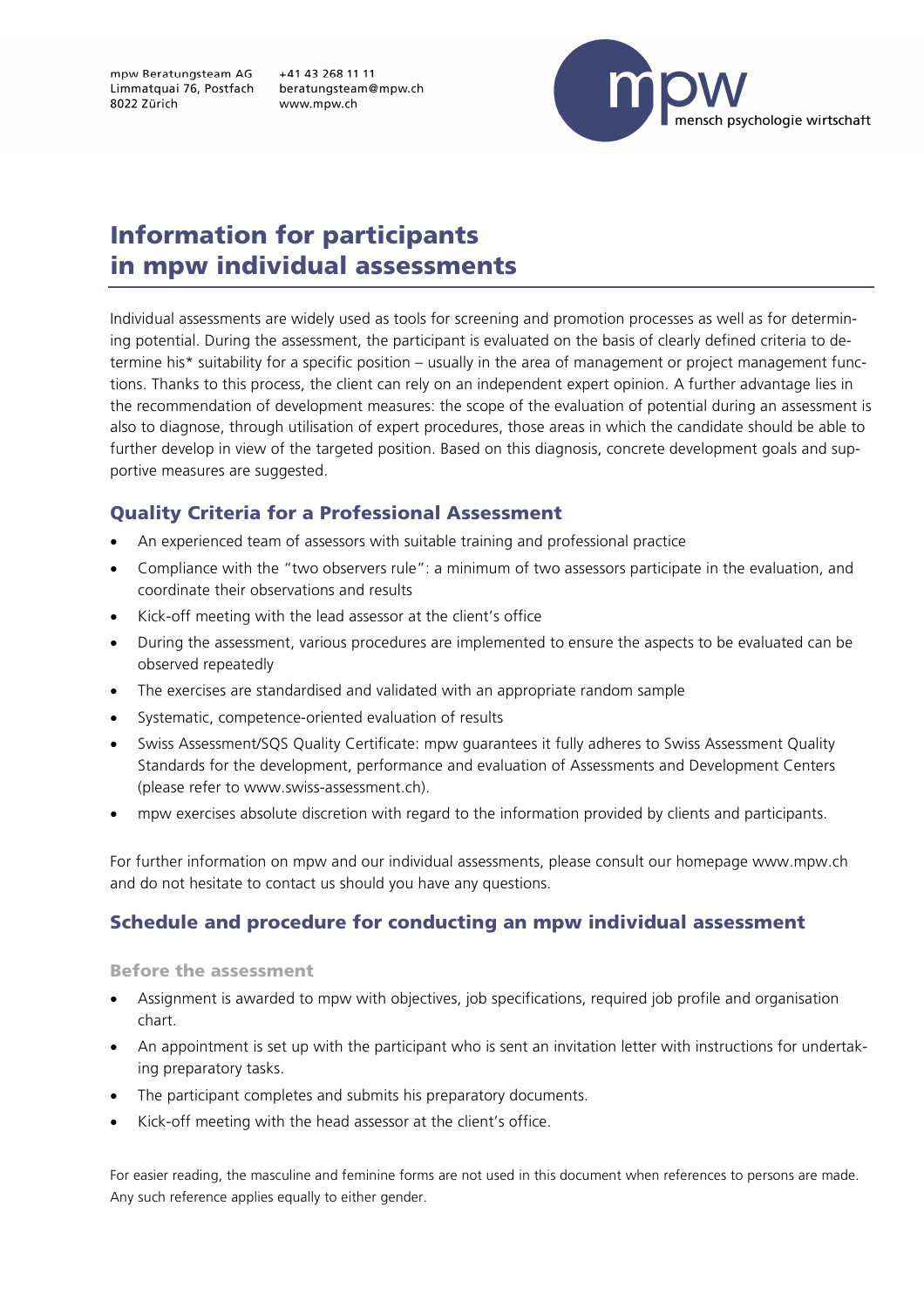mpw Beratungsteam AG
Limmatquai 76, Postfach
8022 Zürich

+41 43 268 11 11
beratungsteam@mpw.ch
www.mpw.ch

mpw mensch psychologie wirtschaft

# Information for participants in mpw individual assessments

Individual assessments are widely used as tools for screening and promotion processes as well as for determining potential. During the assessment, the participant is evaluated on the basis of clearly defined criteria to determine his* suitability for a specific position – usually in the area of management or project management functions. Thanks to this process, the client can rely on an independent expert opinion. A further advantage lies in the recommendation of development measures: the scope of the evaluation of potential during an assessment is also to diagnose, through utilisation of expert procedures, those areas in which the candidate should be able to further develop in view of the targeted position. Based on this diagnosis, concrete development goals and supportive measures are suggested.

## Quality Criteria for a Professional Assessment

- An experienced team of assessors with suitable training and professional practice
- Compliance with the "two observers rule": a minimum of two assessors participate in the evaluation, and coordinate their observations and results
- Kick-off meeting with the lead assessor at the client's office
- During the assessment, various procedures are implemented to ensure the aspects to be evaluated can be observed repeatedly
- The exercises are standardised and validated with an appropriate random sample
- Systematic, competence-oriented evaluation of results
- Swiss Assessment/SQS Quality Certificate: mpw guarantees it fully adheres to Swiss Assessment Quality Standards for the development, performance and evaluation of Assessments and Development Centers (please refer to www.swiss-assessment.ch).
- mpw exercises absolute discretion with regard to the information provided by clients and participants.

For further information on mpw and our individual assessments, please consult our homepage www.mpw.ch and do not hesitate to contact us should you have any questions.

## Schedule and procedure for conducting an mpw individual assessment

### Before the assessment

- Assignment is awarded to mpw with objectives, job specifications, required job profile and organisation chart.
- An appointment is set up with the participant who is sent an invitation letter with instructions for undertaking preparatory tasks.
- The participant completes and submits his preparatory documents.
- Kick-off meeting with the head assessor at the client's office.

For easier reading, the masculine and feminine forms are not used in this document when references to persons are made. Any such reference applies equally to either gender.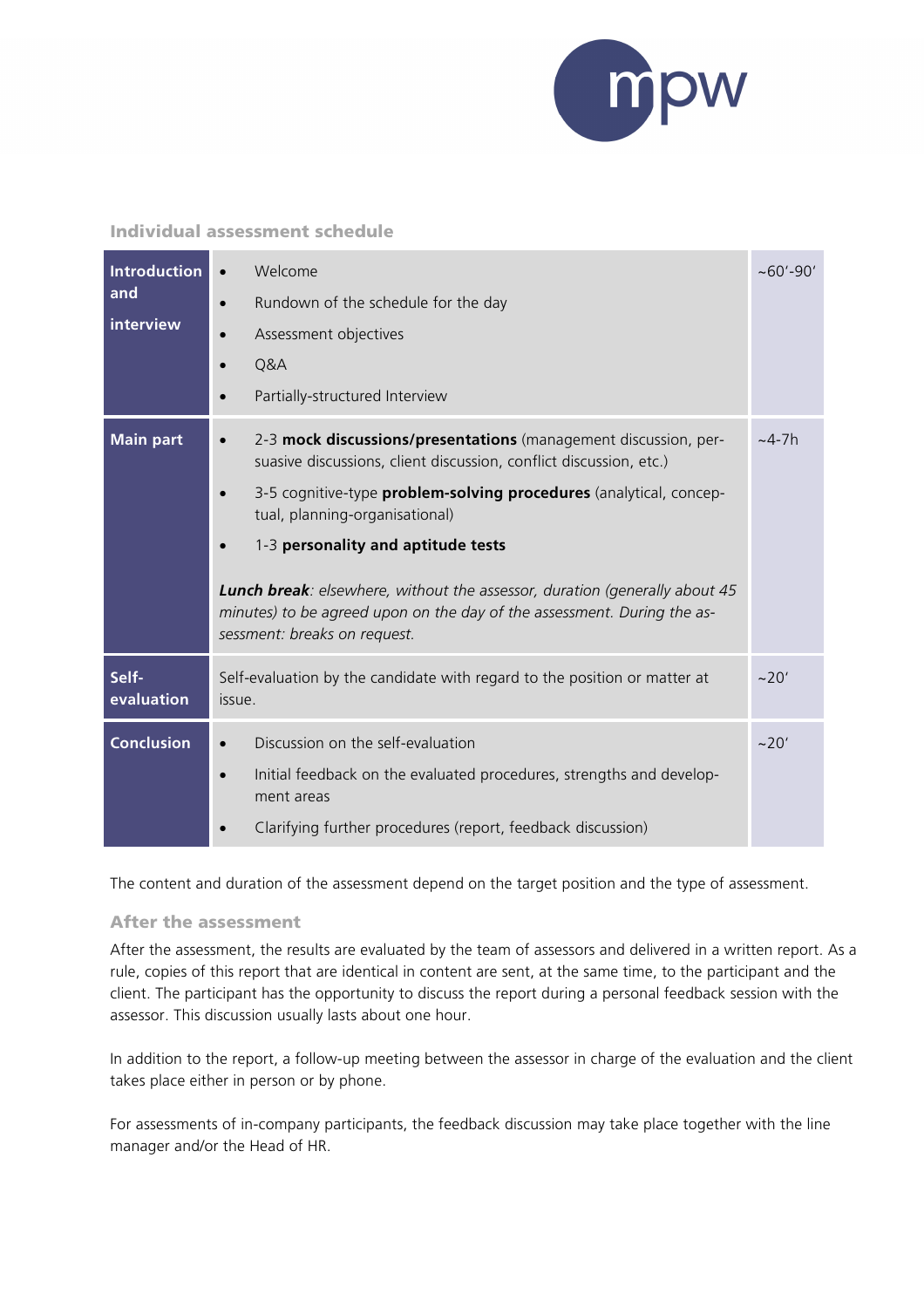### Individual assessment schedule

| | | |
|---|---|---|
| **Introduction and interview** | • Welcome<br>• Rundown of the schedule for the day<br>• Assessment objectives<br>• Q&A<br>• Partially-structured Interview | ~60'-90' |
| **Main part** | • 2-3 **mock discussions/presentations** (management discussion, persuasive discussions, client discussion, conflict discussion, etc.)<br>• 3-5 cognitive-type **problem-solving procedures** (analytical, conceptual, planning-organisational)<br>• 1-3 **personality and aptitude tests**<br><br>***Lunch break****: elsewhere, without the assessor, duration (generally about 45 minutes) to be agreed upon on the day of the assessment. During the assessment: breaks on request.* | ~4-7h |
| **Self-evaluation** | Self-evaluation by the candidate with regard to the position or matter at issue. | ~20' |
| **Conclusion** | • Discussion on the self-evaluation<br>• Initial feedback on the evaluated procedures, strengths and development areas<br>• Clarifying further procedures (report, feedback discussion) | ~20' |

The content and duration of the assessment depend on the target position and the type of assessment.

### After the assessment

After the assessment, the results are evaluated by the team of assessors and delivered in a written report. As a rule, copies of this report that are identical in content are sent, at the same time, to the participant and the client. The participant has the opportunity to discuss the report during a personal feedback session with the assessor. This discussion usually lasts about one hour.

In addition to the report, a follow-up meeting between the assessor in charge of the evaluation and the client takes place either in person or by phone.

For assessments of in-company participants, the feedback discussion may take place together with the line manager and/or the Head of HR.